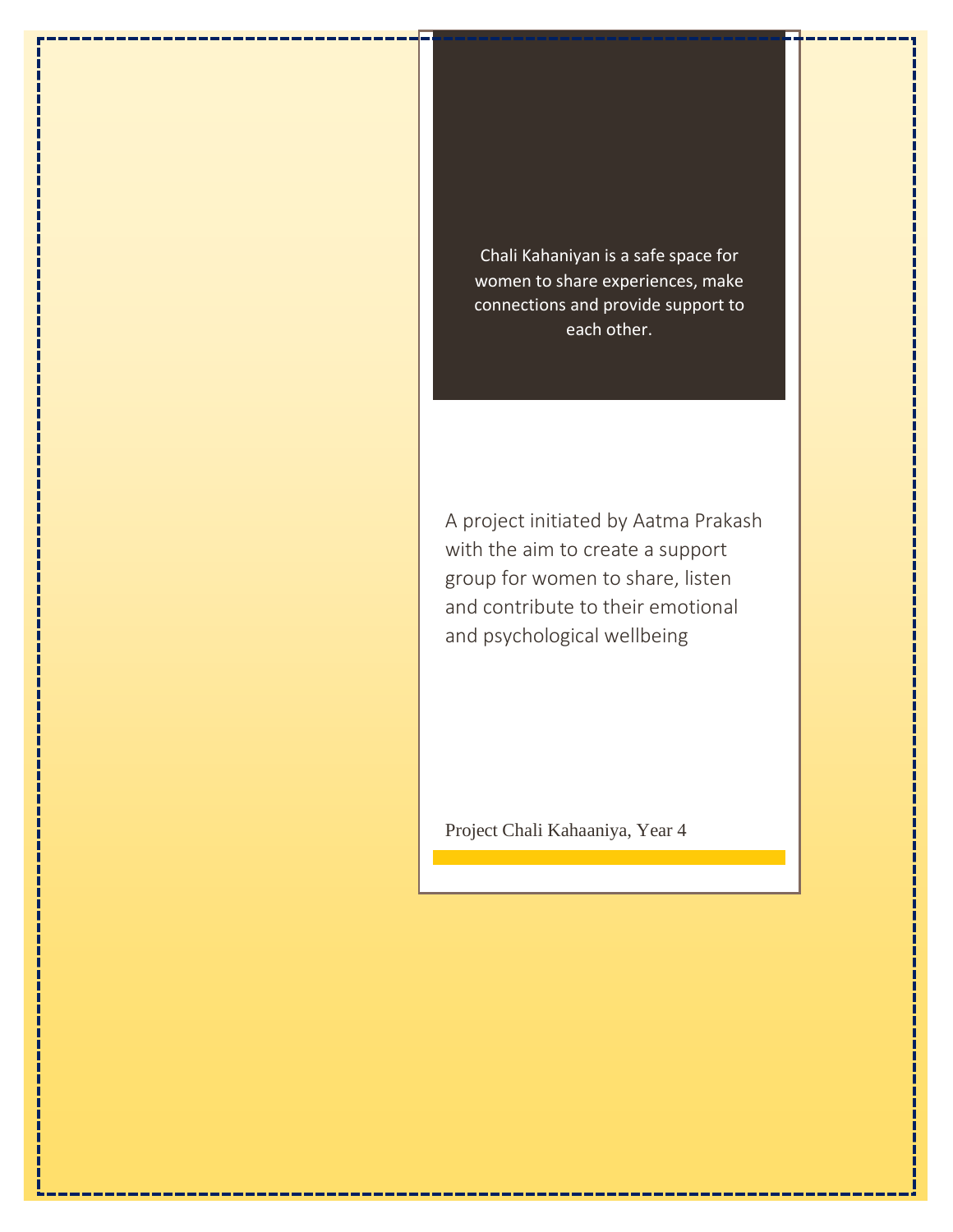Chali Kahaniyan is a safe space for women to share experiences, make connections and provide support to each other.

A project initiated by Aatma Prakash with the aim to create a support group for women to share, listen and contribute to their emotional and psychological wellbeing

Project Chali Kahaaniya, Year 4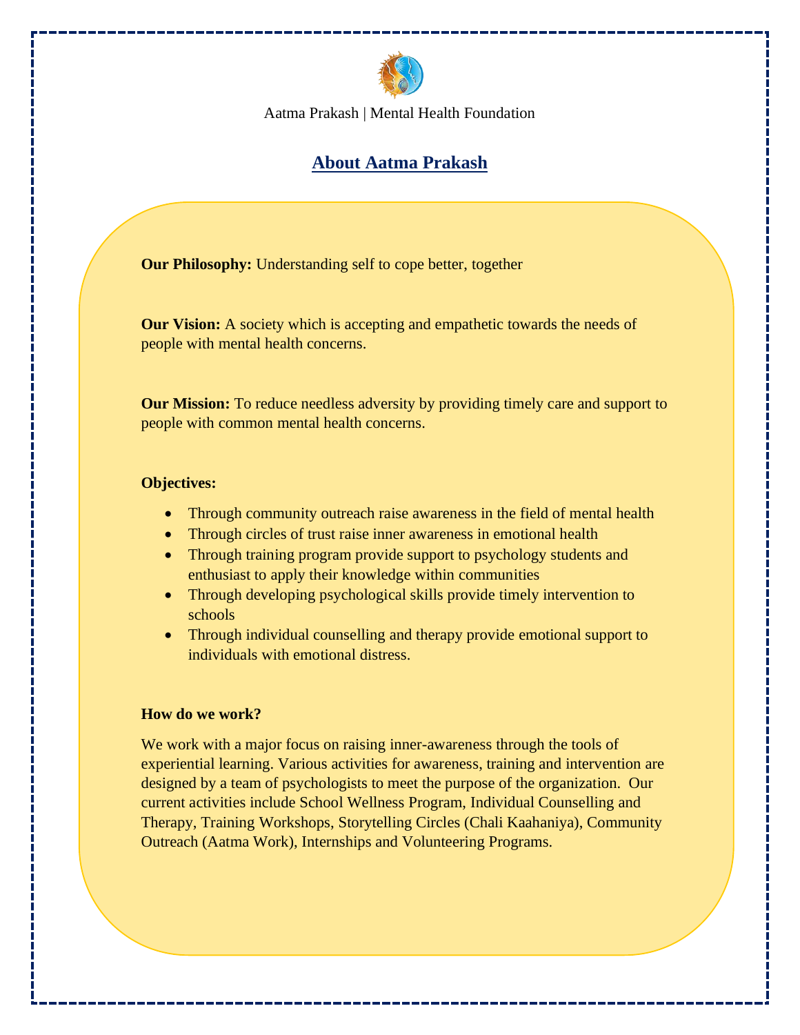Aatma Prakash | Mental Health Foundation

## About Aatma Prakash

**Our Philosophy:** Understanding self to cope better, together

**Our Vision:** A society which is accepting and empathetic towards the needs of people with mental health concerns.

**Our Mission:** To reduce needless adversity by providing timely care and support to people with common mental health concerns.

**Objectives:**

- Through community outreach raise awareness in the field of mental health
- Through circles of trust raise inner awareness in emotional health
- Through training program provide support to psychology students and enthusiast to apply their knowledge within communities
- Through developing psychological skills provide timely intervention to schools
- Through individual counselling and therapy provide emotional support to individuals with emotional distress.

**How do we work?**

We work with a major focus on raising inner-awareness through the tools of experiential learning. Various activities for awareness, training and intervention are designed by a team of psychologists to meet the purpose of the organization. Our current activities include School Wellness Program, Individual Counselling and Therapy, Training Workshops, Storytelling Circles (Chali Kaahaniya), Community Outreach (Aatma Work), Internships and Volunteering Programs.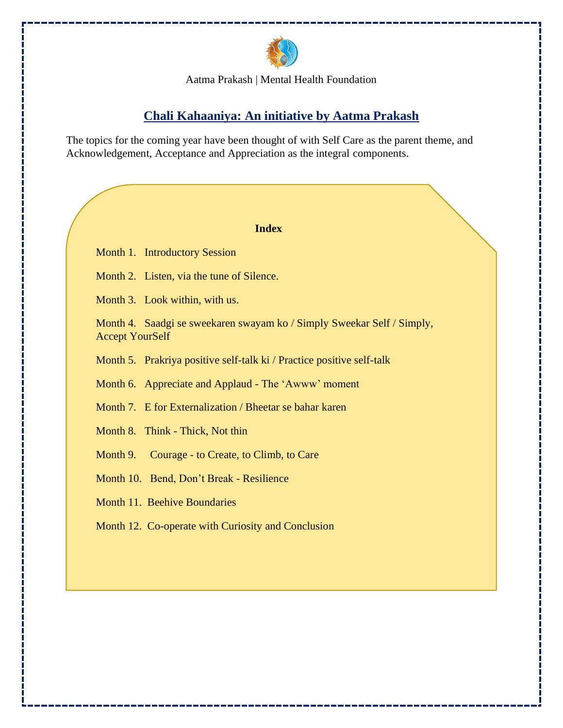Aatma Prakash | Mental Health Foundation

## Chali Kahaaniya: An initiative by Aatma Prakash

The topics for the coming year have been thought of with Self Care as the parent theme, and Acknowledgement, Acceptance and Appreciation as the integral components.

**Index**

Month 1. Introductory Session

Month 2. Listen, via the tune of Silence.

Month 3. Look within, with us.

Month 4. Saadgi se sweekaren swayam ko / Simply Sweekar Self / Simply, Accept YourSelf

Month 5. Prakriya positive self-talk ki / Practice positive self-talk

Month 6. Appreciate and Applaud - The 'Awww' moment

Month 7. E for Externalization / Bheetar se bahar karen

Month 8. Think - Thick, Not thin

Month 9. Courage - to Create, to Climb, to Care

Month 10. Bend, Don't Break - Resilience

Month 11. Beehive Boundaries

Month 12. Co-operate with Curiosity and Conclusion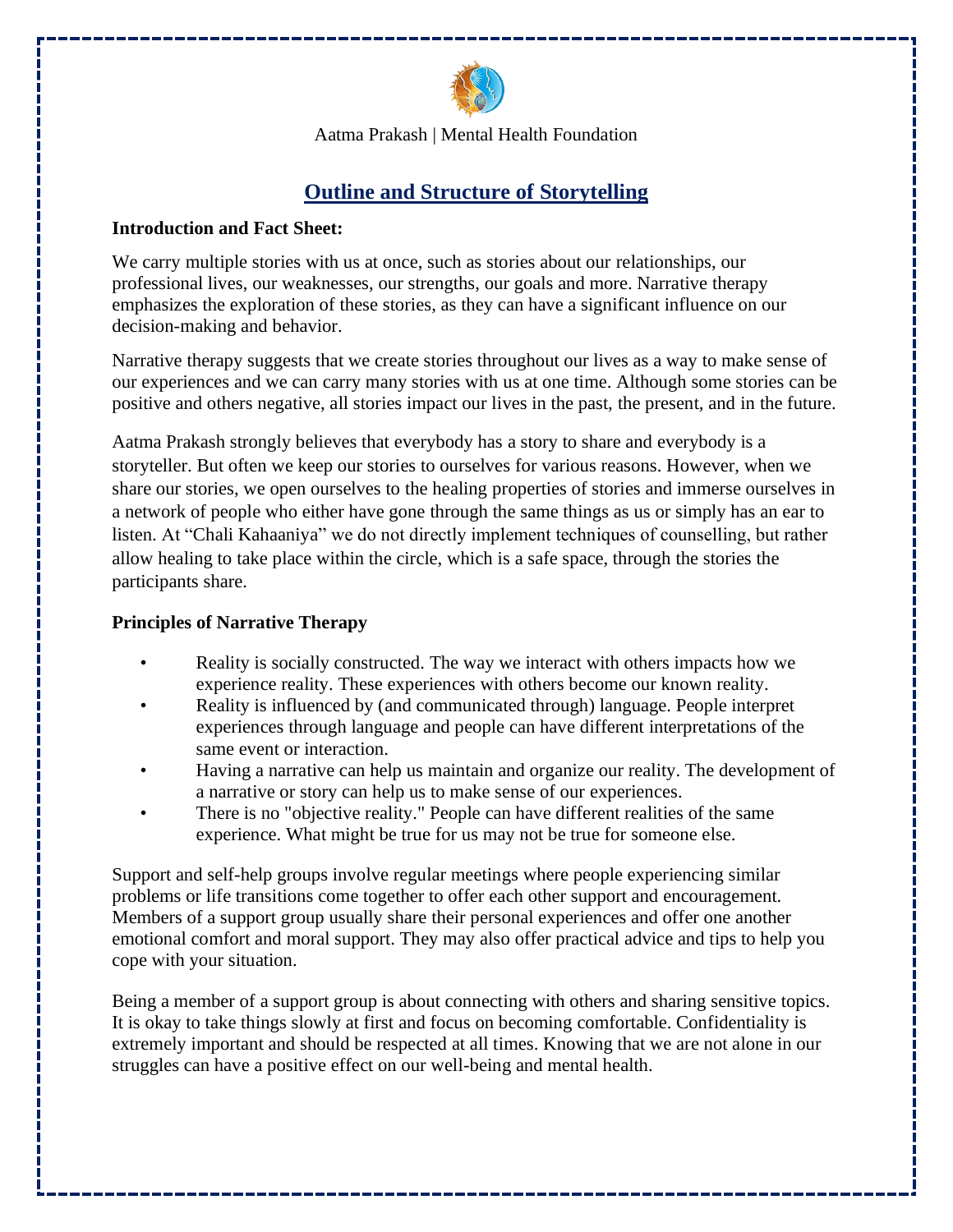Aatma Prakash | Mental Health Foundation

# Outline and Structure of Storytelling

**Introduction and Fact Sheet:**

We carry multiple stories with us at once, such as stories about our relationships, our professional lives, our weaknesses, our strengths, our goals and more. Narrative therapy emphasizes the exploration of these stories, as they can have a significant influence on our decision-making and behavior.

Narrative therapy suggests that we create stories throughout our lives as a way to make sense of our experiences and we can carry many stories with us at one time. Although some stories can be positive and others negative, all stories impact our lives in the past, the present, and in the future.

Aatma Prakash strongly believes that everybody has a story to share and everybody is a storyteller. But often we keep our stories to ourselves for various reasons. However, when we share our stories, we open ourselves to the healing properties of stories and immerse ourselves in a network of people who either have gone through the same things as us or simply has an ear to listen. At "Chali Kahaaniya" we do not directly implement techniques of counselling, but rather allow healing to take place within the circle, which is a safe space, through the stories the participants share.

**Principles of Narrative Therapy**

- Reality is socially constructed. The way we interact with others impacts how we experience reality. These experiences with others become our known reality.
- Reality is influenced by (and communicated through) language. People interpret experiences through language and people can have different interpretations of the same event or interaction.
- Having a narrative can help us maintain and organize our reality. The development of a narrative or story can help us to make sense of our experiences.
- There is no "objective reality." People can have different realities of the same experience. What might be true for us may not be true for someone else.

Support and self-help groups involve regular meetings where people experiencing similar problems or life transitions come together to offer each other support and encouragement. Members of a support group usually share their personal experiences and offer one another emotional comfort and moral support. They may also offer practical advice and tips to help you cope with your situation.

Being a member of a support group is about connecting with others and sharing sensitive topics. It is okay to take things slowly at first and focus on becoming comfortable. Confidentiality is extremely important and should be respected at all times. Knowing that we are not alone in our struggles can have a positive effect on our well-being and mental health.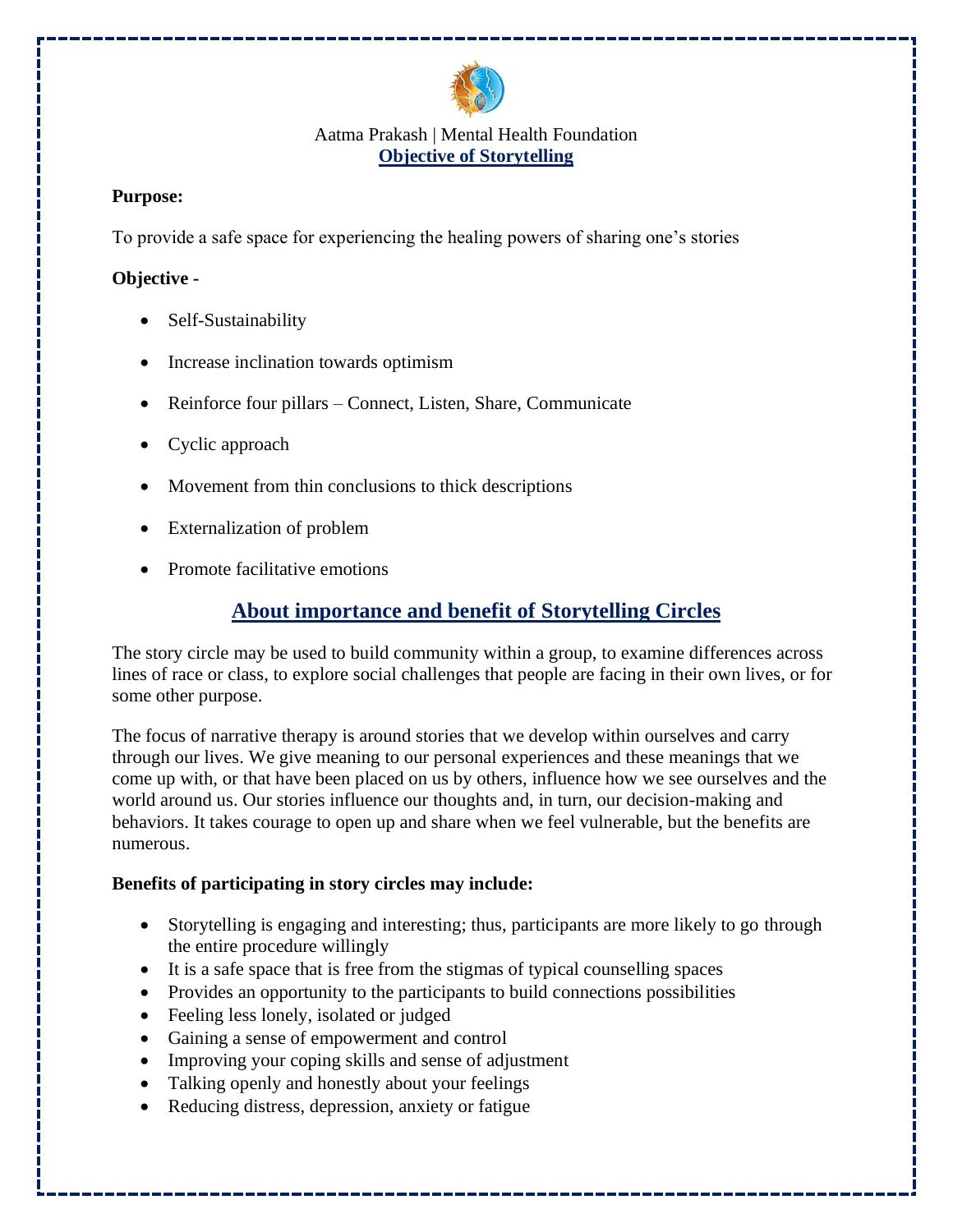Aatma Prakash | Mental Health Foundation

## Objective of Storytelling

**Purpose:**

To provide a safe space for experiencing the healing powers of sharing one's stories

**Objective -**

- Self-Sustainability
- Increase inclination towards optimism
- Reinforce four pillars – Connect, Listen, Share, Communicate
- Cyclic approach
- Movement from thin conclusions to thick descriptions
- Externalization of problem
- Promote facilitative emotions

## About importance and benefit of Storytelling Circles

The story circle may be used to build community within a group, to examine differences across lines of race or class, to explore social challenges that people are facing in their own lives, or for some other purpose.

The focus of narrative therapy is around stories that we develop within ourselves and carry through our lives. We give meaning to our personal experiences and these meanings that we come up with, or that have been placed on us by others, influence how we see ourselves and the world around us. Our stories influence our thoughts and, in turn, our decision-making and behaviors. It takes courage to open up and share when we feel vulnerable, but the benefits are numerous.

**Benefits of participating in story circles may include:**

- Storytelling is engaging and interesting; thus, participants are more likely to go through the entire procedure willingly
- It is a safe space that is free from the stigmas of typical counselling spaces
- Provides an opportunity to the participants to build connections possibilities
- Feeling less lonely, isolated or judged
- Gaining a sense of empowerment and control
- Improving your coping skills and sense of adjustment
- Talking openly and honestly about your feelings
- Reducing distress, depression, anxiety or fatigue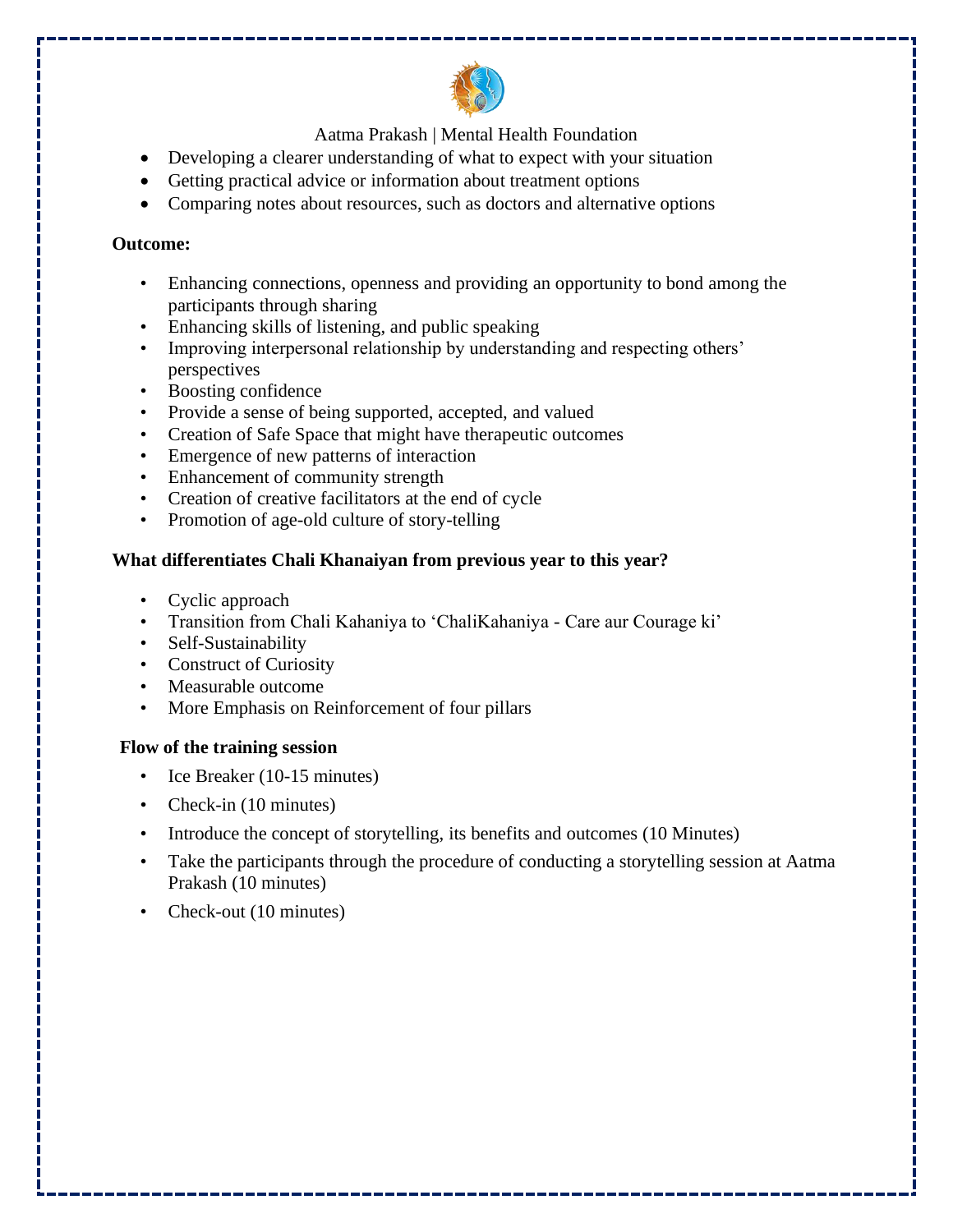- Developing a clearer understanding of what to expect with your situation
- Getting practical advice or information about treatment options
- Comparing notes about resources, such as doctors and alternative options

**Outcome:**

- Enhancing connections, openness and providing an opportunity to bond among the participants through sharing
- Enhancing skills of listening, and public speaking
- Improving interpersonal relationship by understanding and respecting others' perspectives
- Boosting confidence
- Provide a sense of being supported, accepted, and valued
- Creation of Safe Space that might have therapeutic outcomes
- Emergence of new patterns of interaction
- Enhancement of community strength
- Creation of creative facilitators at the end of cycle
- Promotion of age-old culture of story-telling

**What differentiates Chali Khanaiyan from previous year to this year?**

- Cyclic approach
- Transition from Chali Kahaniya to 'ChaliKahaniya - Care aur Courage ki'
- Self-Sustainability
- Construct of Curiosity
- Measurable outcome
- More Emphasis on Reinforcement of four pillars

**Flow of the training session**

- Ice Breaker (10-15 minutes)
- Check-in (10 minutes)
- Introduce the concept of storytelling, its benefits and outcomes (10 Minutes)
- Take the participants through the procedure of conducting a storytelling session at Aatma Prakash (10 minutes)
- Check-out (10 minutes)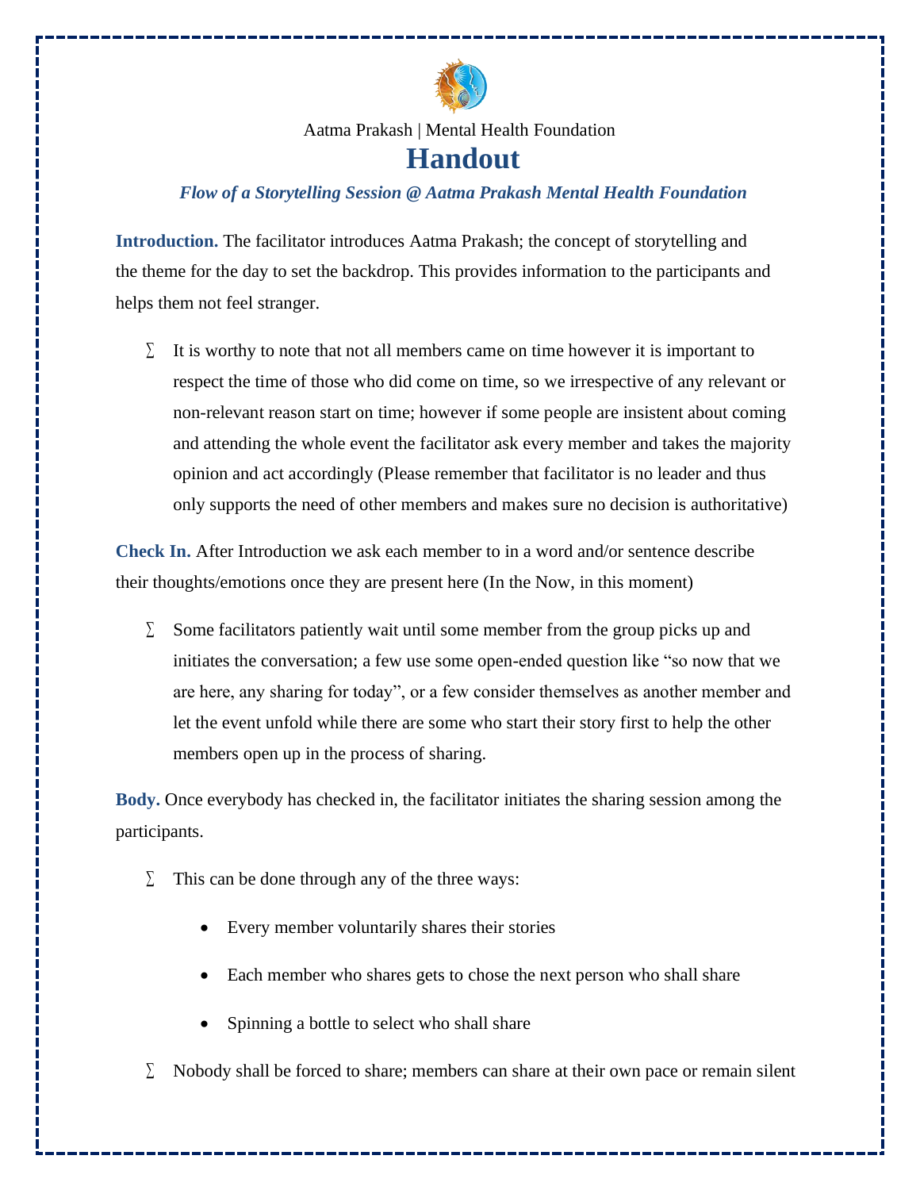Aatma Prakash | Mental Health Foundation

# Handout

***Flow of a Storytelling Session @ Aatma Prakash Mental Health Foundation***

**Introduction.** The facilitator introduces Aatma Prakash; the concept of storytelling and the theme for the day to set the backdrop. This provides information to the participants and helps them not feel stranger.

- It is worthy to note that not all members came on time however it is important to respect the time of those who did come on time, so we irrespective of any relevant or non-relevant reason start on time; however if some people are insistent about coming and attending the whole event the facilitator ask every member and takes the majority opinion and act accordingly (Please remember that facilitator is no leader and thus only supports the need of other members and makes sure no decision is authoritative)

**Check In.** After Introduction we ask each member to in a word and/or sentence describe their thoughts/emotions once they are present here (In the Now, in this moment)

- Some facilitators patiently wait until some member from the group picks up and initiates the conversation; a few use some open-ended question like "so now that we are here, any sharing for today", or a few consider themselves as another member and let the event unfold while there are some who start their story first to help the other members open up in the process of sharing.

**Body.** Once everybody has checked in, the facilitator initiates the sharing session among the participants.

- This can be done through any of the three ways:
  - Every member voluntarily shares their stories
  - Each member who shares gets to chose the next person who shall share
  - Spinning a bottle to select who shall share
- Nobody shall be forced to share; members can share at their own pace or remain silent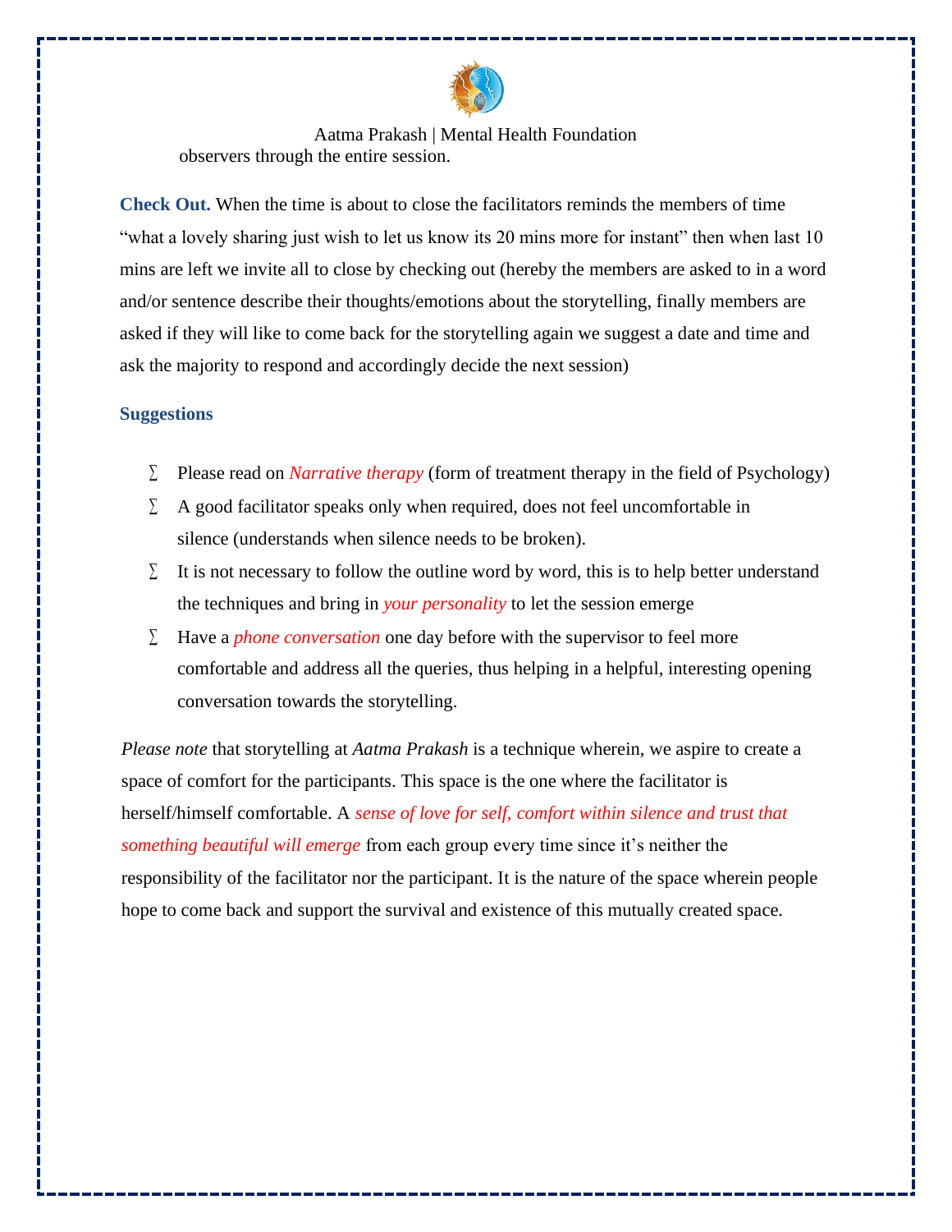observers through the entire session.

**Check Out.** When the time is about to close the facilitators reminds the members of time "what a lovely sharing just wish to let us know its 20 mins more for instant" then when last 10 mins are left we invite all to close by checking out (hereby the members are asked to in a word and/or sentence describe their thoughts/emotions about the storytelling, finally members are asked if they will like to come back for the storytelling again we suggest a date and time and ask the majority to respond and accordingly decide the next session)

**Suggestions**

- Please read on *Narrative therapy* (form of treatment therapy in the field of Psychology)
- A good facilitator speaks only when required, does not feel uncomfortable in silence (understands when silence needs to be broken).
- It is not necessary to follow the outline word by word, this is to help better understand the techniques and bring in *your personality* to let the session emerge
- Have a *phone conversation* one day before with the supervisor to feel more comfortable and address all the queries, thus helping in a helpful, interesting opening conversation towards the storytelling.

*Please note* that storytelling at *Aatma Prakash* is a technique wherein, we aspire to create a space of comfort for the participants. This space is the one where the facilitator is herself/himself comfortable. A *sense of love for self, comfort within silence and trust that something beautiful will emerge* from each group every time since it's neither the responsibility of the facilitator nor the participant. It is the nature of the space wherein people hope to come back and support the survival and existence of this mutually created space.